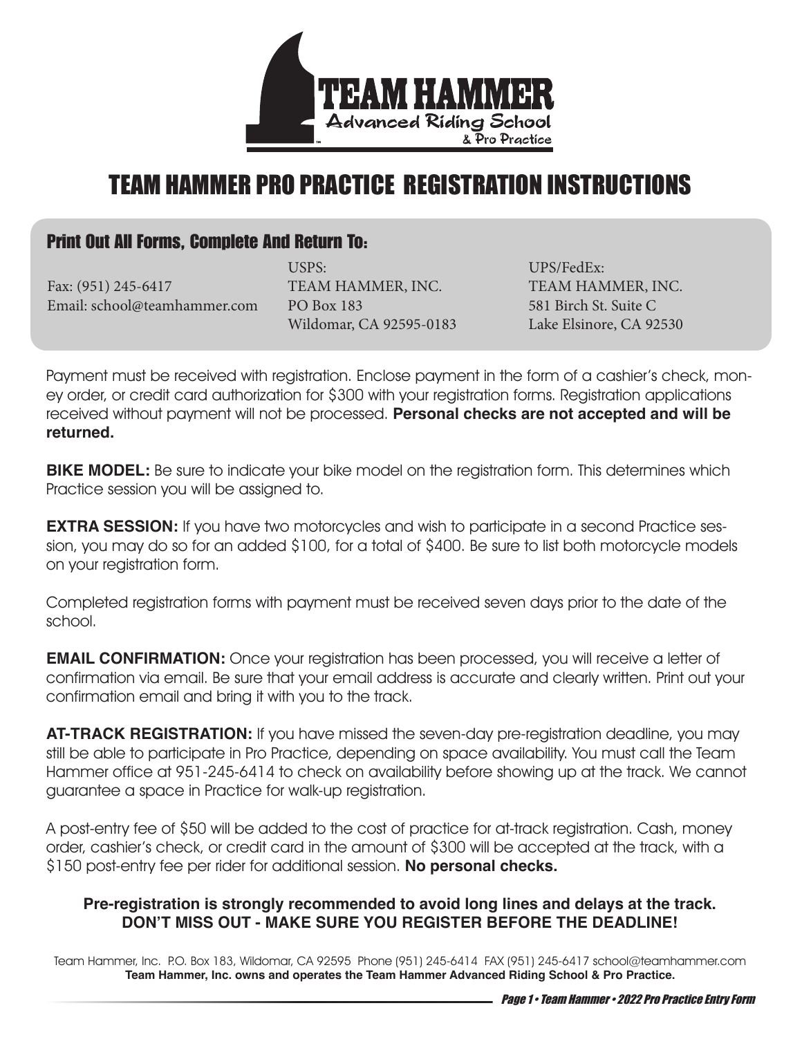# TEAM HAMMER PRO PRACTICE REGISTRATION INSTRUCTIONS

## Print Out All Forms, Complete And Return To:

Fax: (951) 245-6417
Email: school@teamhammer.com

USPS:
TEAM HAMMER, INC.
PO Box 183
Wildomar, CA 92595-0183

UPS/FedEx:
TEAM HAMMER, INC.
581 Birch St. Suite C
Lake Elsinore, CA 92530

Payment must be received with registration. Enclose payment in the form of a cashier's check, money order, or credit card authorization for $300 with your registration forms. Registration applications received without payment will not be processed. **Personal checks are not accepted and will be returned.**

**BIKE MODEL:** Be sure to indicate your bike model on the registration form. This determines which Practice session you will be assigned to.

**EXTRA SESSION:** If you have two motorcycles and wish to participate in a second Practice session, you may do so for an added $100, for a total of $400. Be sure to list both motorcycle models on your registration form.

Completed registration forms with payment must be received seven days prior to the date of the school.

**EMAIL CONFIRMATION:** Once your registration has been processed, you will receive a letter of confirmation via email. Be sure that your email address is accurate and clearly written. Print out your confirmation email and bring it with you to the track.

**AT-TRACK REGISTRATION:** If you have missed the seven-day pre-registration deadline, you may still be able to participate in Pro Practice, depending on space availability. You must call the Team Hammer office at 951-245-6414 to check on availability before showing up at the track. We cannot guarantee a space in Practice for walk-up registration.

A post-entry fee of $50 will be added to the cost of practice for at-track registration. Cash, money order, cashier's check, or credit card in the amount of $300 will be accepted at the track, with a $150 post-entry fee per rider for additional session. **No personal checks.**

**Pre-registration is strongly recommended to avoid long lines and delays at the track.**
**DON'T MISS OUT - MAKE SURE YOU REGISTER BEFORE THE DEADLINE!**

Team Hammer, Inc. P.O. Box 183, Wildomar, CA 92595 Phone (951) 245-6414 FAX (951) 245-6417 school@teamhammer.com
**Team Hammer, Inc. owns and operates the Team Hammer Advanced Riding School & Pro Practice.**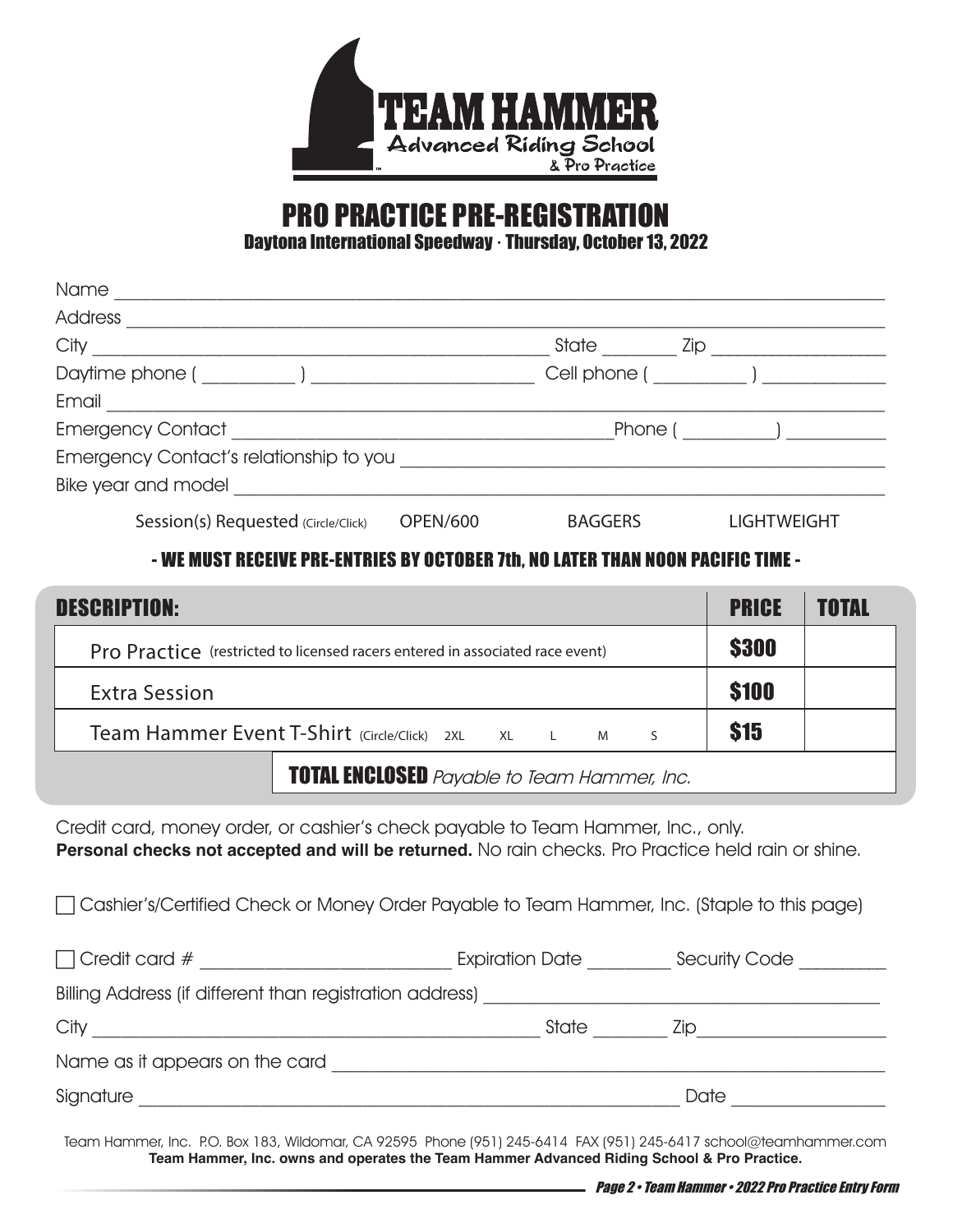TEAM HAMMER
Advanced Riding School
& Pro Practice

# PRO PRACTICE PRE-REGISTRATION

**Daytona International Speedway · Thursday, October 13, 2022**

Name ______________________________________________

Address ______________________________________________

City ______________________________ State ________ Zip ________________

Daytime phone ( __________ ) ______________________ Cell phone ( __________ ) ____________

Email ______________________________________________

Emergency Contact ______________________________ Phone ( __________ ) __________

Emergency Contact's relationship to you ______________________________

Bike year and model ______________________________

Session(s) Requested (Circle/Click) OPEN/600 BAGGERS LIGHTWEIGHT

**- WE MUST RECEIVE PRE-ENTRIES BY OCTOBER 7th, NO LATER THAN NOON PACIFIC TIME -**

| DESCRIPTION: | PRICE | TOTAL |
|---|---|---|
| Pro Practice (restricted to licensed racers entered in associated race event) | $300 | |
| Extra Session | $100 | |
| Team Hammer Event T-Shirt (Circle/Click) 2XL XL L M S | $15 | |
| **TOTAL ENCLOSED** *Payable to Team Hammer, Inc.* | | |

Credit card, money order, or cashier's check payable to Team Hammer, Inc., only.
**Personal checks not accepted and will be returned.** No rain checks. Pro Practice held rain or shine.

☐ Cashier's/Certified Check or Money Order Payable to Team Hammer, Inc. (Staple to this page)

☐ Credit card # ______________________ Expiration Date ________ Security Code ________

Billing Address (if different than registration address) ______________________________

City ______________________________ State ________ Zip ________________

Name as it appears on the card ______________________________

Signature ______________________________ Date ________________

Team Hammer, Inc. P.O. Box 183, Wildomar, CA 92595 Phone (951) 245-6414 FAX (951) 245-6417 school@teamhammer.com
**Team Hammer, Inc. owns and operates the Team Hammer Advanced Riding School & Pro Practice.**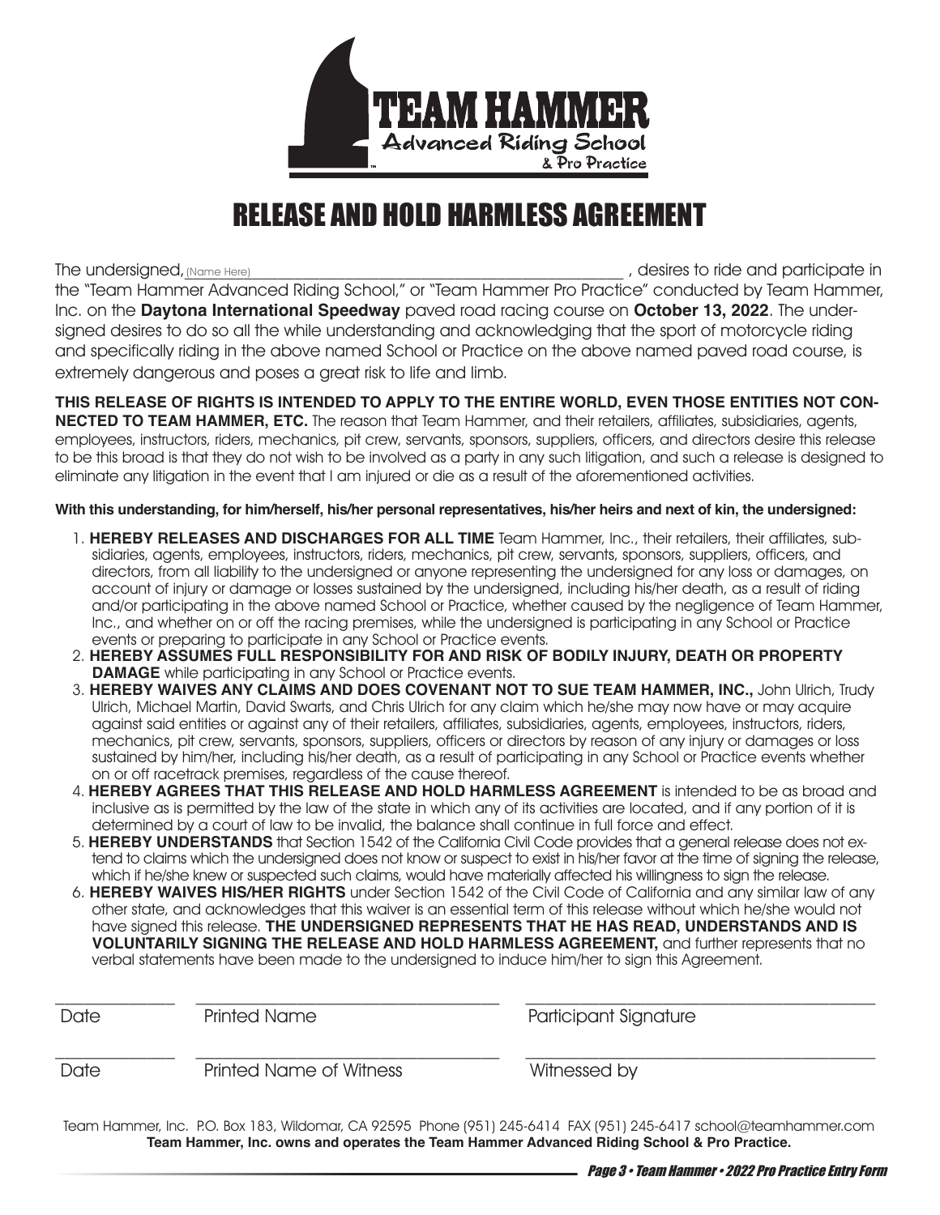TEAM HAMMER
Advanced Riding School
& Pro Practice

# RELEASE AND HOLD HARMLESS AGREEMENT

The undersigned, (Name Here)_______________________________________________, desires to ride and participate in the "Team Hammer Advanced Riding School," or "Team Hammer Pro Practice" conducted by Team Hammer, Inc. on the **Daytona International Speedway** paved road racing course on **October 13, 2022**. The undersigned desires to do so all the while understanding and acknowledging that the sport of motorcycle riding and specifically riding in the above named School or Practice on the above named paved road course, is extremely dangerous and poses a great risk to life and limb.

**THIS RELEASE OF RIGHTS IS INTENDED TO APPLY TO THE ENTIRE WORLD, EVEN THOSE ENTITIES NOT CONNECTED TO TEAM HAMMER, ETC.** The reason that Team Hammer, and their retailers, affiliates, subsidiaries, agents, employees, instructors, riders, mechanics, pit crew, servants, sponsors, suppliers, officers, and directors desire this release to be this broad is that they do not wish to be involved as a party in any such litigation, and such a release is designed to eliminate any litigation in the event that I am injured or die as a result of the aforementioned activities.

**With this understanding, for him/herself, his/her personal representatives, his/her heirs and next of kin, the undersigned:**

1. **HEREBY RELEASES AND DISCHARGES FOR ALL TIME** Team Hammer, Inc., their retailers, their affiliates, subsidiaries, agents, employees, instructors, riders, mechanics, pit crew, servants, sponsors, suppliers, officers, and directors, from all liability to the undersigned or anyone representing the undersigned for any loss or damages, on account of injury or damage or losses sustained by the undersigned, including his/her death, as a result of riding and/or participating in the above named School or Practice, whether caused by the negligence of Team Hammer, Inc., and whether on or off the racing premises, while the undersigned is participating in any School or Practice events or preparing to participate in any School or Practice events.
2. **HEREBY ASSUMES FULL RESPONSIBILITY FOR AND RISK OF BODILY INJURY, DEATH OR PROPERTY DAMAGE** while participating in any School or Practice events.
3. **HEREBY WAIVES ANY CLAIMS AND DOES COVENANT NOT TO SUE TEAM HAMMER, INC.,** John Ulrich, Trudy Ulrich, Michael Martin, David Swarts, and Chris Ulrich for any claim which he/she may now have or may acquire against said entities or against any of their retailers, affiliates, subsidiaries, agents, employees, instructors, riders, mechanics, pit crew, servants, sponsors, suppliers, officers or directors by reason of any injury or damages or loss sustained by him/her, including his/her death, as a result of participating in any School or Practice events whether on or off racetrack premises, regardless of the cause thereof.
4. **HEREBY AGREES THAT THIS RELEASE AND HOLD HARMLESS AGREEMENT** is intended to be as broad and inclusive as is permitted by the law of the state in which any of its activities are located, and if any portion of it is determined by a court of law to be invalid, the balance shall continue in full force and effect.
5. **HEREBY UNDERSTANDS** that Section 1542 of the California Civil Code provides that a general release does not extend to claims which the undersigned does not know or suspect to exist in his/her favor at the time of signing the release, which if he/she knew or suspected such claims, would have materially affected his willingness to sign the release.
6. **HEREBY WAIVES HIS/HER RIGHTS** under Section 1542 of the Civil Code of California and any similar law of any other state, and acknowledges that this waiver is an essential term of this release without which he/she would not have signed this release. **THE UNDERSIGNED REPRESENTS THAT HE HAS READ, UNDERSTANDS AND IS VOLUNTARILY SIGNING THE RELEASE AND HOLD HARMLESS AGREEMENT,** and further represents that no verbal statements have been made to the undersigned to induce him/her to sign this Agreement.

_____________ _________________________________ _________________________________

Date Printed Name Participant Signature

_____________ _________________________________ _________________________________

Date Printed Name of Witness Witnessed by

Team Hammer, Inc. P.O. Box 183, Wildomar, CA 92595 Phone (951) 245-6414 FAX (951) 245-6417 school@teamhammer.com

**Team Hammer, Inc. owns and operates the Team Hammer Advanced Riding School & Pro Practice.**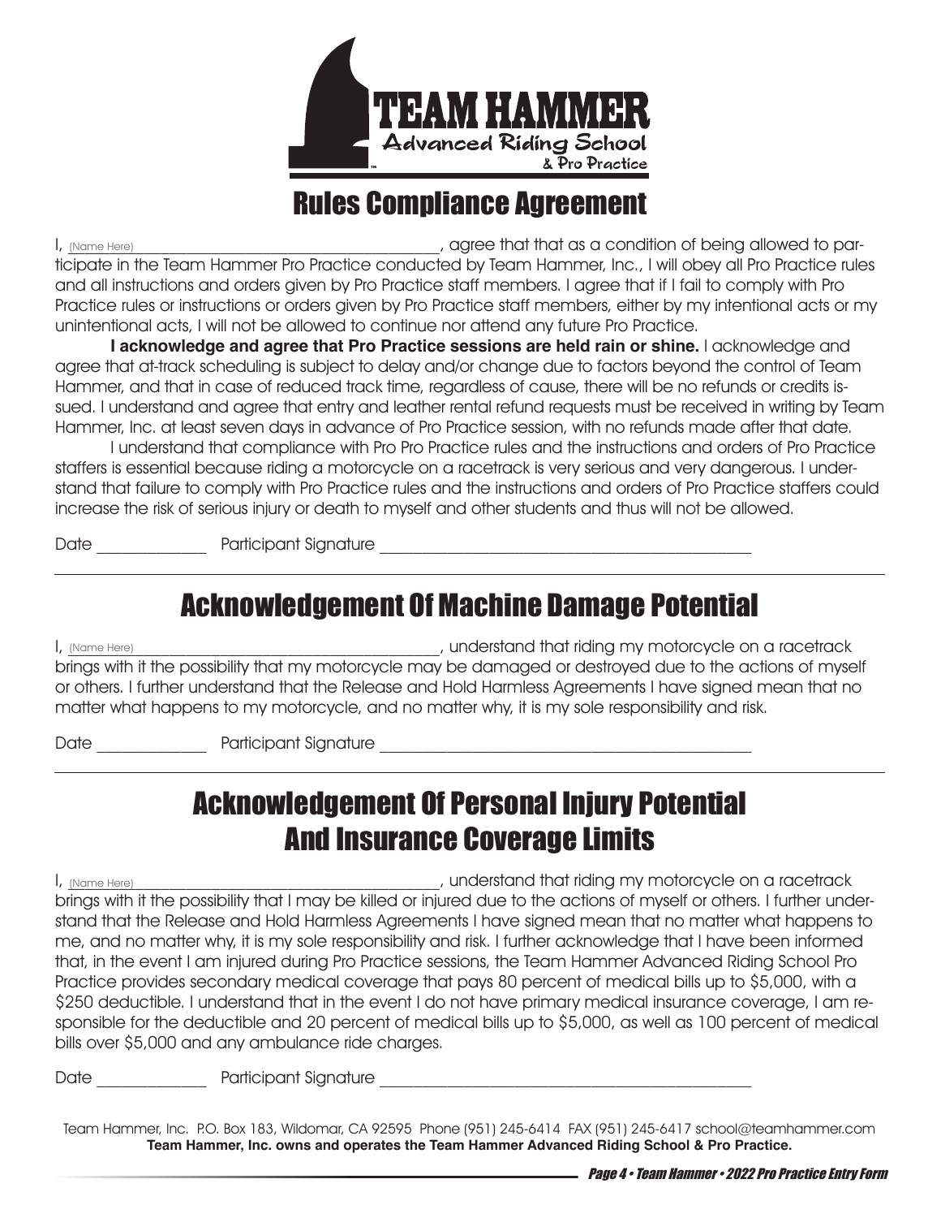TEAM HAMMER

Advanced Riding School

& Pro Practice

# Rules Compliance Agreement

I, (Name Here)\_\_\_\_\_\_\_\_\_\_\_\_\_\_\_\_\_\_\_\_\_\_\_\_\_\_\_\_\_\_\_\_\_\_\_\_\_\_\_\_, agree that that as a condition of being allowed to participate in the Team Hammer Pro Practice conducted by Team Hammer, Inc., I will obey all Pro Practice rules and all instructions and orders given by Pro Practice staff members. I agree that if I fail to comply with Pro Practice rules or instructions or orders given by Pro Practice staff members, either by my intentional acts or my unintentional acts, I will not be allowed to continue nor attend any future Pro Practice.

**I acknowledge and agree that Pro Practice sessions are held rain or shine.** I acknowledge and agree that at-track scheduling is subject to delay and/or change due to factors beyond the control of Team Hammer, and that in case of reduced track time, regardless of cause, there will be no refunds or credits issued. I understand and agree that entry and leather rental refund requests must be received in writing by Team Hammer, Inc. at least seven days in advance of Pro Practice session, with no refunds made after that date.

I understand that compliance with Pro Pro Practice rules and the instructions and orders of Pro Practice staffers is essential because riding a motorcycle on a racetrack is very serious and very dangerous. I understand that failure to comply with Pro Practice rules and the instructions and orders of Pro Practice staffers could increase the risk of serious injury or death to myself and other students and thus will not be allowed.

Date \_\_\_\_\_\_\_\_\_\_\_\_\_ Participant Signature \_\_\_\_\_\_\_\_\_\_\_\_\_\_\_\_\_\_\_\_\_\_\_\_\_\_\_\_\_\_\_\_\_\_\_\_\_\_\_\_\_\_\_\_\_\_

# Acknowledgement Of Machine Damage Potential

I, (Name Here)\_\_\_\_\_\_\_\_\_\_\_\_\_\_\_\_\_\_\_\_\_\_\_\_\_\_\_\_\_\_\_\_\_\_\_\_\_\_\_\_, understand that riding my motorcycle on a racetrack brings with it the possibility that my motorcycle may be damaged or destroyed due to the actions of myself or others. I further understand that the Release and Hold Harmless Agreements I have signed mean that no matter what happens to my motorcycle, and no matter why, it is my sole responsibility and risk.

Date \_\_\_\_\_\_\_\_\_\_\_\_\_ Participant Signature \_\_\_\_\_\_\_\_\_\_\_\_\_\_\_\_\_\_\_\_\_\_\_\_\_\_\_\_\_\_\_\_\_\_\_\_\_\_\_\_\_\_\_\_\_\_

# Acknowledgement Of Personal Injury Potential And Insurance Coverage Limits

I, (Name Here)\_\_\_\_\_\_\_\_\_\_\_\_\_\_\_\_\_\_\_\_\_\_\_\_\_\_\_\_\_\_\_\_\_\_\_\_\_\_\_\_, understand that riding my motorcycle on a racetrack brings with it the possibility that I may be killed or injured due to the actions of myself or others. I further understand that the Release and Hold Harmless Agreements I have signed mean that no matter what happens to me, and no matter why, it is my sole responsibility and risk. I further acknowledge that I have been informed that, in the event I am injured during Pro Practice sessions, the Team Hammer Advanced Riding School Pro Practice provides secondary medical coverage that pays 80 percent of medical bills up to $5,000, with a $250 deductible. I understand that in the event I do not have primary medical insurance coverage, I am responsible for the deductible and 20 percent of medical bills up to $5,000, as well as 100 percent of medical bills over $5,000 and any ambulance ride charges.

Date \_\_\_\_\_\_\_\_\_\_\_\_\_ Participant Signature \_\_\_\_\_\_\_\_\_\_\_\_\_\_\_\_\_\_\_\_\_\_\_\_\_\_\_\_\_\_\_\_\_\_\_\_\_\_\_\_\_\_\_\_\_\_

Team Hammer, Inc. P.O. Box 183, Wildomar, CA 92595 Phone (951) 245-6414 FAX (951) 245-6417 school@teamhammer.com

**Team Hammer, Inc. owns and operates the Team Hammer Advanced Riding School & Pro Practice.**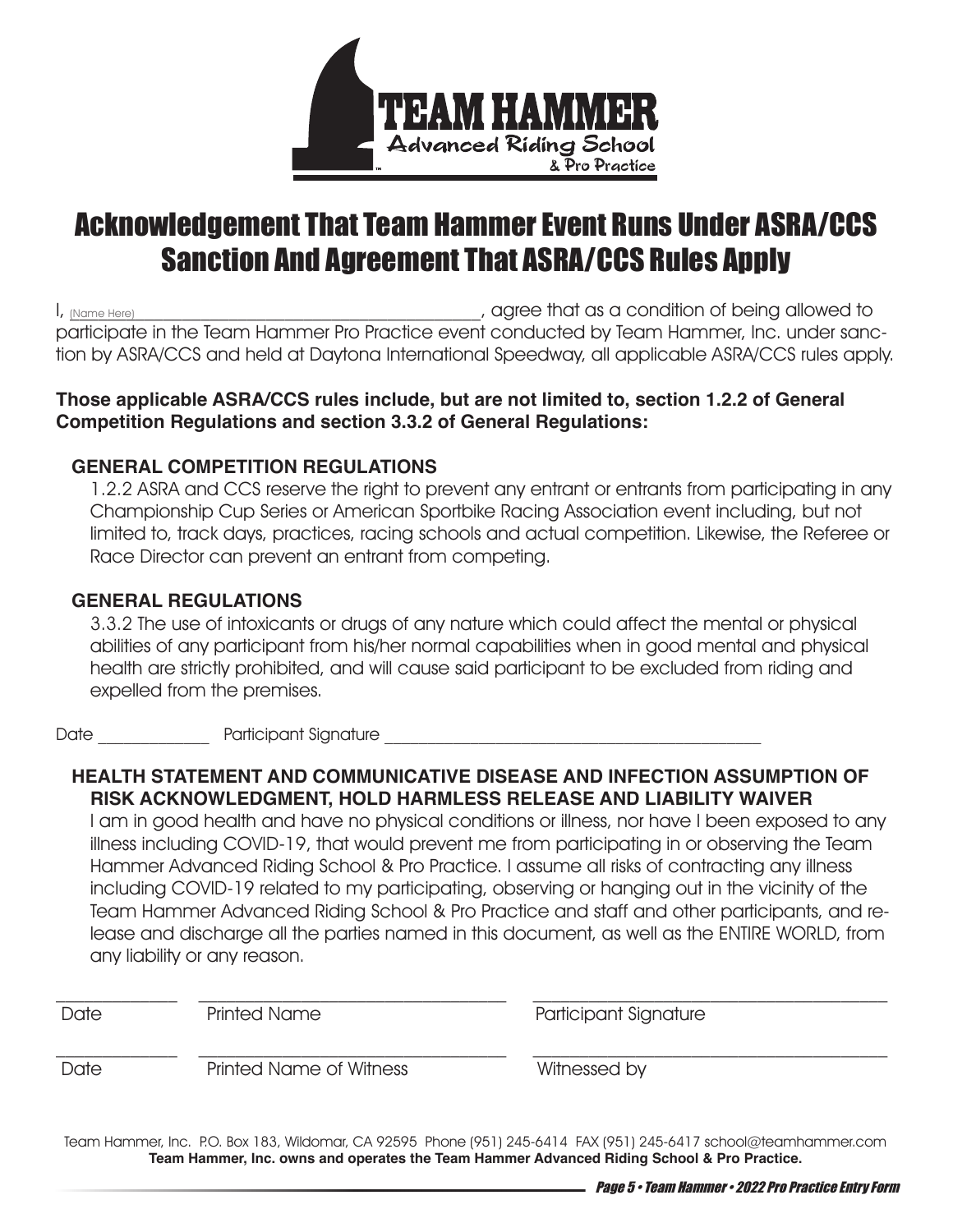# Acknowledgement That Team Hammer Event Runs Under ASRA/CCS Sanction And Agreement That ASRA/CCS Rules Apply

I, (Name Here)\_\_\_\_\_\_\_\_\_\_\_\_\_\_\_\_\_\_\_\_\_\_\_\_\_\_\_\_\_\_\_\_\_\_\_\_\_\_\_\_, agree that as a condition of being allowed to participate in the Team Hammer Pro Practice event conducted by Team Hammer, Inc. under sanction by ASRA/CCS and held at Daytona International Speedway, all applicable ASRA/CCS rules apply.

**Those applicable ASRA/CCS rules include, but are not limited to, section 1.2.2 of General Competition Regulations and section 3.3.2 of General Regulations:**

### GENERAL COMPETITION REGULATIONS

1.2.2 ASRA and CCS reserve the right to prevent any entrant or entrants from participating in any Championship Cup Series or American Sportbike Racing Association event including, but not limited to, track days, practices, racing schools and actual competition. Likewise, the Referee or Race Director can prevent an entrant from competing.

### GENERAL REGULATIONS

3.3.2 The use of intoxicants or drugs of any nature which could affect the mental or physical abilities of any participant from his/her normal capabilities when in good mental and physical health are strictly prohibited, and will cause said participant to be excluded from riding and expelled from the premises.

Date \_\_\_\_\_\_\_\_\_\_\_\_\_ Participant Signature \_\_\_\_\_\_\_\_\_\_\_\_\_\_\_\_\_\_\_\_\_\_\_\_\_\_\_\_\_\_\_\_\_\_\_\_\_\_\_\_\_\_\_\_

### HEALTH STATEMENT AND COMMUNICATIVE DISEASE AND INFECTION ASSUMPTION OF RISK ACKNOWLEDGMENT, HOLD HARMLESS RELEASE AND LIABILITY WAIVER

I am in good health and have no physical conditions or illness, nor have I been exposed to any illness including COVID-19, that would prevent me from participating in or observing the Team Hammer Advanced Riding School & Pro Practice. I assume all risks of contracting any illness including COVID-19 related to my participating, observing or hanging out in the vicinity of the Team Hammer Advanced Riding School & Pro Practice and staff and other participants, and release and discharge all the parties named in this document, as well as the ENTIRE WORLD, from any liability or any reason.

\_\_\_\_\_\_\_\_\_\_\_\_\_ \_\_\_\_\_\_\_\_\_\_\_\_\_\_\_\_\_\_\_\_\_\_\_\_\_\_\_\_\_\_\_\_\_\_ \_\_\_\_\_\_\_\_\_\_\_\_\_\_\_\_\_\_\_\_\_\_\_\_\_\_\_\_\_\_\_\_\_\_\_\_\_\_\_\_

Date Printed Name Participant Signature

\_\_\_\_\_\_\_\_\_\_\_\_\_ \_\_\_\_\_\_\_\_\_\_\_\_\_\_\_\_\_\_\_\_\_\_\_\_\_\_\_\_\_\_\_\_\_\_ \_\_\_\_\_\_\_\_\_\_\_\_\_\_\_\_\_\_\_\_\_\_\_\_\_\_\_\_\_\_\_\_\_\_\_\_\_\_\_\_

Date Printed Name of Witness Witnessed by

Team Hammer, Inc. P.O. Box 183, Wildomar, CA 92595 Phone (951) 245-6414 FAX (951) 245-6417 school@teamhammer.com

**Team Hammer, Inc. owns and operates the Team Hammer Advanced Riding School & Pro Practice.**